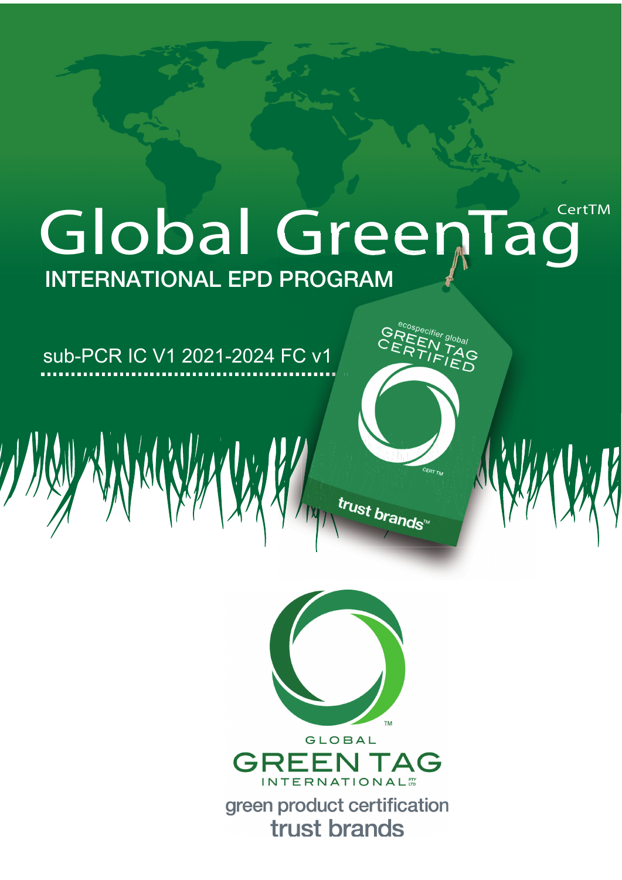# Global GreenTag CertTM

## INTERNATIONAL EPD PROGRAM

sub-PCR IC V1 2021-2024 FC v1

GLOBAL GREEN TAG INTERNATIONAL PTY LTD

green product certification

trust brands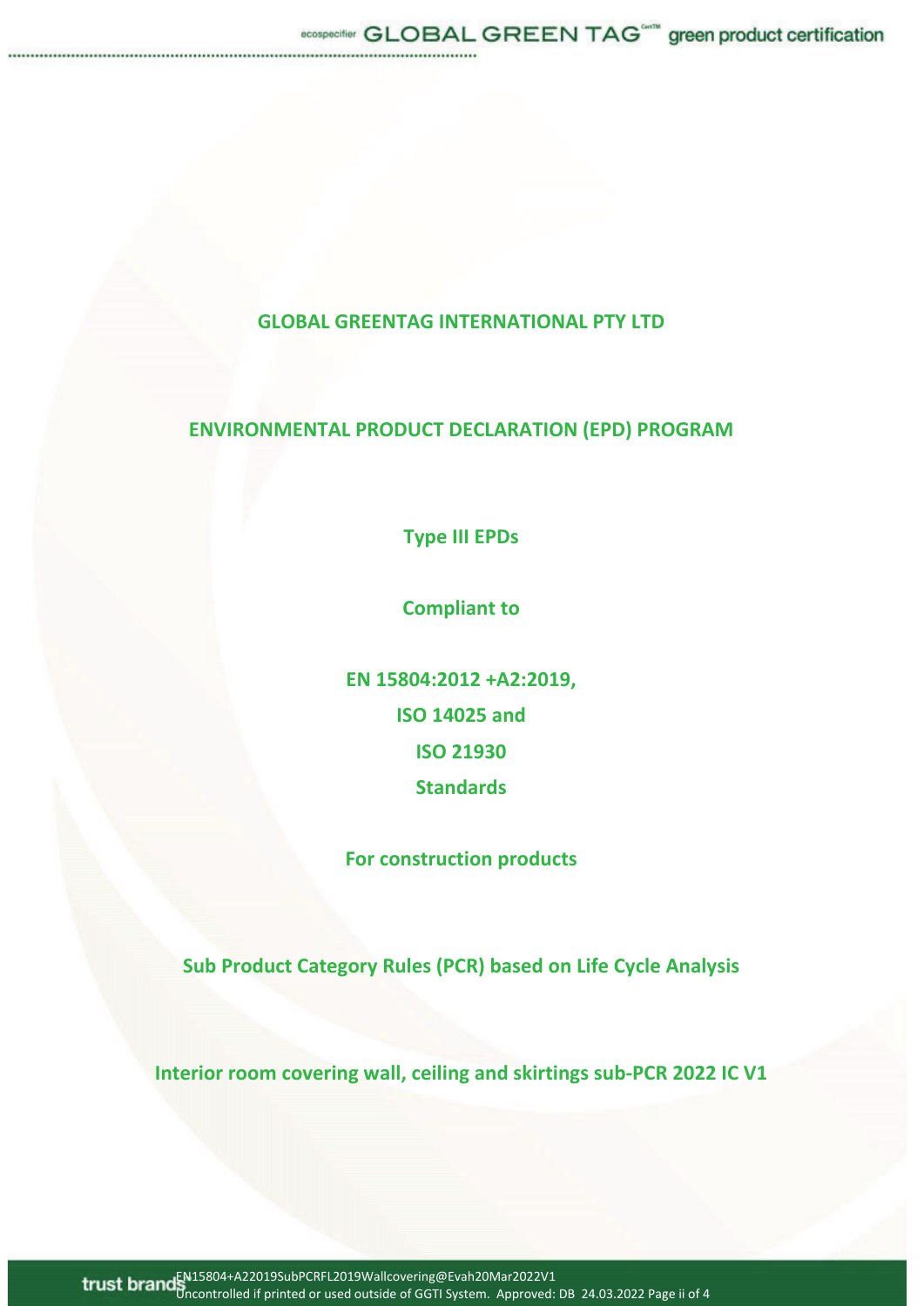**GLOBAL GREENTAG INTERNATIONAL PTY LTD**

**ENVIRONMENTAL PRODUCT DECLARATION (EPD) PROGRAM**

**Type III EPDs**

**Compliant to**

**EN 15804:2012 +A2:2019,**

**ISO 14025 and**

**ISO 21930**

**Standards**

**For construction products**

**Sub Product Category Rules (PCR) based on Life Cycle Analysis**

**Interior room covering wall, ceiling and skirtings sub-PCR 2022 IC V1**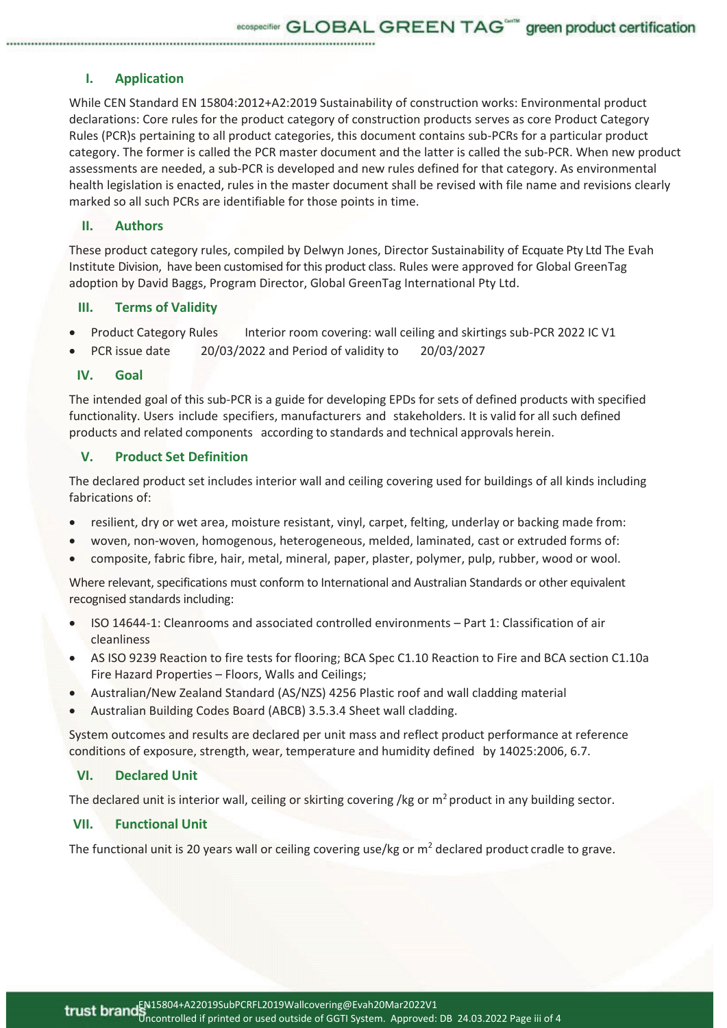## I. Application

While CEN Standard EN 15804:2012+A2:2019 Sustainability of construction works: Environmental product declarations: Core rules for the product category of construction products serves as core Product Category Rules (PCR)s pertaining to all product categories, this document contains sub-PCRs for a particular product category. The former is called the PCR master document and the latter is called the sub-PCR. When new product assessments are needed, a sub-PCR is developed and new rules defined for that category. As environmental health legislation is enacted, rules in the master document shall be revised with file name and revisions clearly marked so all such PCRs are identifiable for those points in time.

## II. Authors

These product category rules, compiled by Delwyn Jones, Director Sustainability of Ecquate Pty Ltd The Evah Institute Division, have been customised for this product class. Rules were approved for Global GreenTag adoption by David Baggs, Program Director, Global GreenTag International Pty Ltd.

## III. Terms of Validity

- Product Category Rules Interior room covering: wall ceiling and skirtings sub-PCR 2022 IC V1
- PCR issue date 20/03/2022 and Period of validity to 20/03/2027

## IV. Goal

The intended goal of this sub-PCR is a guide for developing EPDs for sets of defined products with specified functionality. Users include specifiers, manufacturers and stakeholders. It is valid for all such defined products and related components according to standards and technical approvals herein.

## V. Product Set Definition

The declared product set includes interior wall and ceiling covering used for buildings of all kinds including fabrications of:

- resilient, dry or wet area, moisture resistant, vinyl, carpet, felting, underlay or backing made from:
- woven, non-woven, homogenous, heterogeneous, melded, laminated, cast or extruded forms of:
- composite, fabric fibre, hair, metal, mineral, paper, plaster, polymer, pulp, rubber, wood or wool.

Where relevant, specifications must conform to International and Australian Standards or other equivalent recognised standards including:

- ISO 14644-1: Cleanrooms and associated controlled environments – Part 1: Classification of air cleanliness
- AS ISO 9239 Reaction to fire tests for flooring; BCA Spec C1.10 Reaction to Fire and BCA section C1.10a Fire Hazard Properties – Floors, Walls and Ceilings;
- Australian/New Zealand Standard (AS/NZS) 4256 Plastic roof and wall cladding material
- Australian Building Codes Board (ABCB) 3.5.3.4 Sheet wall cladding.

System outcomes and results are declared per unit mass and reflect product performance at reference conditions of exposure, strength, wear, temperature and humidity defined by 14025:2006, 6.7.

## VI. Declared Unit

The declared unit is interior wall, ceiling or skirting covering /kg or $m^2$ product in any building sector.

## VII. Functional Unit

The functional unit is 20 years wall or ceiling covering use/kg or $m^2$ declared product cradle to grave.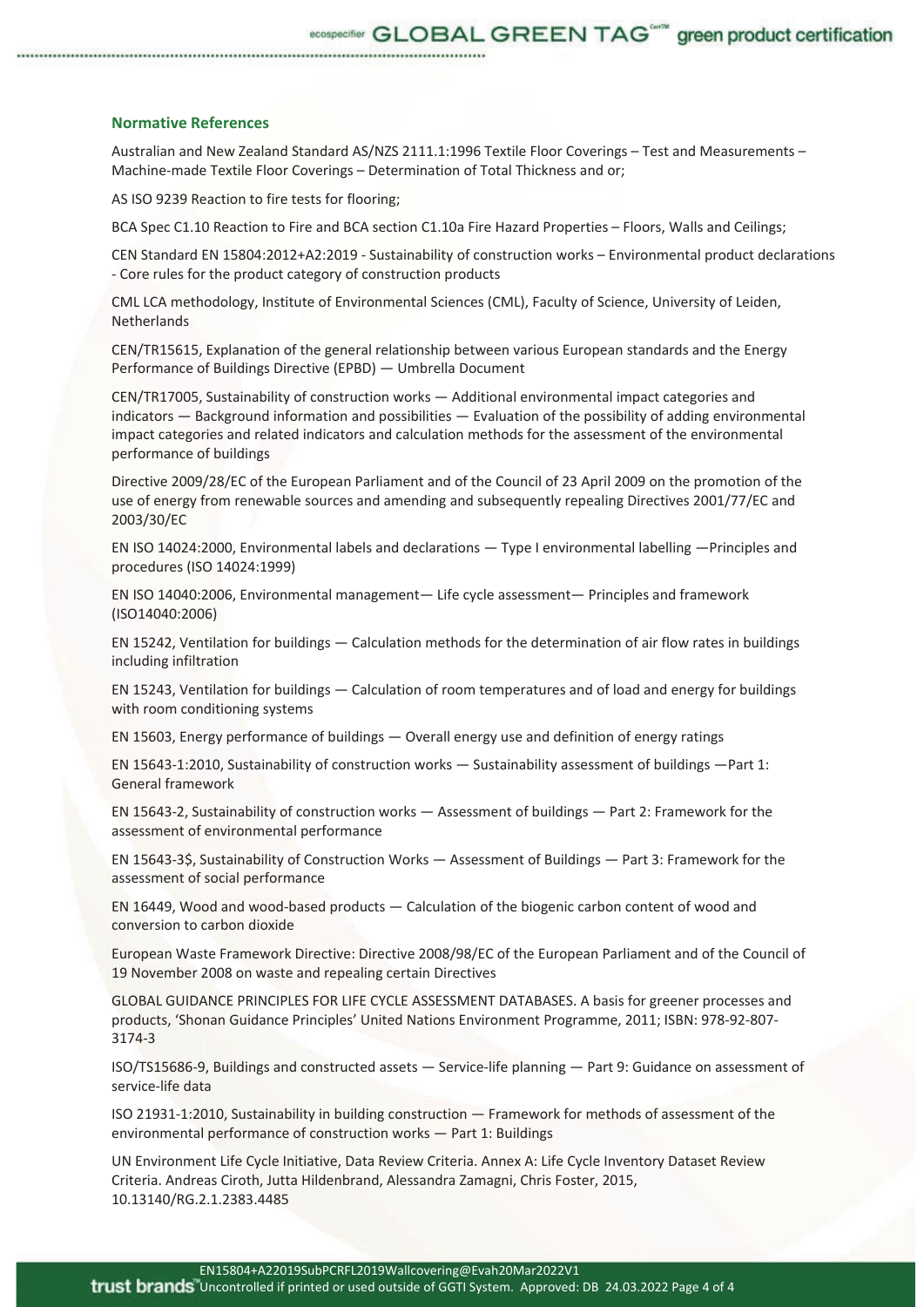## Normative References

Australian and New Zealand Standard AS/NZS 2111.1:1996 Textile Floor Coverings – Test and Measurements – Machine-made Textile Floor Coverings – Determination of Total Thickness and or;

AS ISO 9239 Reaction to fire tests for flooring;

BCA Spec C1.10 Reaction to Fire and BCA section C1.10a Fire Hazard Properties – Floors, Walls and Ceilings;

CEN Standard EN 15804:2012+A2:2019 - Sustainability of construction works – Environmental product declarations - Core rules for the product category of construction products

CML LCA methodology, Institute of Environmental Sciences (CML), Faculty of Science, University of Leiden, Netherlands

CEN/TR15615, Explanation of the general relationship between various European standards and the Energy Performance of Buildings Directive (EPBD) — Umbrella Document

CEN/TR17005, Sustainability of construction works — Additional environmental impact categories and indicators — Background information and possibilities — Evaluation of the possibility of adding environmental impact categories and related indicators and calculation methods for the assessment of the environmental performance of buildings

Directive 2009/28/EC of the European Parliament and of the Council of 23 April 2009 on the promotion of the use of energy from renewable sources and amending and subsequently repealing Directives 2001/77/EC and 2003/30/EC

EN ISO 14024:2000, Environmental labels and declarations — Type I environmental labelling —Principles and procedures (ISO 14024:1999)

EN ISO 14040:2006, Environmental management— Life cycle assessment— Principles and framework (ISO14040:2006)

EN 15242, Ventilation for buildings — Calculation methods for the determination of air flow rates in buildings including infiltration

EN 15243, Ventilation for buildings — Calculation of room temperatures and of load and energy for buildings with room conditioning systems

EN 15603, Energy performance of buildings — Overall energy use and definition of energy ratings

EN 15643-1:2010, Sustainability of construction works — Sustainability assessment of buildings —Part 1: General framework

EN 15643-2, Sustainability of construction works — Assessment of buildings — Part 2: Framework for the assessment of environmental performance

EN 15643-3$, Sustainability of Construction Works — Assessment of Buildings — Part 3: Framework for the assessment of social performance

EN 16449, Wood and wood-based products — Calculation of the biogenic carbon content of wood and conversion to carbon dioxide

European Waste Framework Directive: Directive 2008/98/EC of the European Parliament and of the Council of 19 November 2008 on waste and repealing certain Directives

GLOBAL GUIDANCE PRINCIPLES FOR LIFE CYCLE ASSESSMENT DATABASES. A basis for greener processes and products, 'Shonan Guidance Principles' United Nations Environment Programme, 2011; ISBN: 978-92-807-3174-3

ISO/TS15686-9, Buildings and constructed assets — Service-life planning — Part 9: Guidance on assessment of service-life data

ISO 21931-1:2010, Sustainability in building construction — Framework for methods of assessment of the environmental performance of construction works — Part 1: Buildings

UN Environment Life Cycle Initiative, Data Review Criteria. Annex A: Life Cycle Inventory Dataset Review Criteria. Andreas Ciroth, Jutta Hildenbrand, Alessandra Zamagni, Chris Foster, 2015, 10.13140/RG.2.1.2383.4485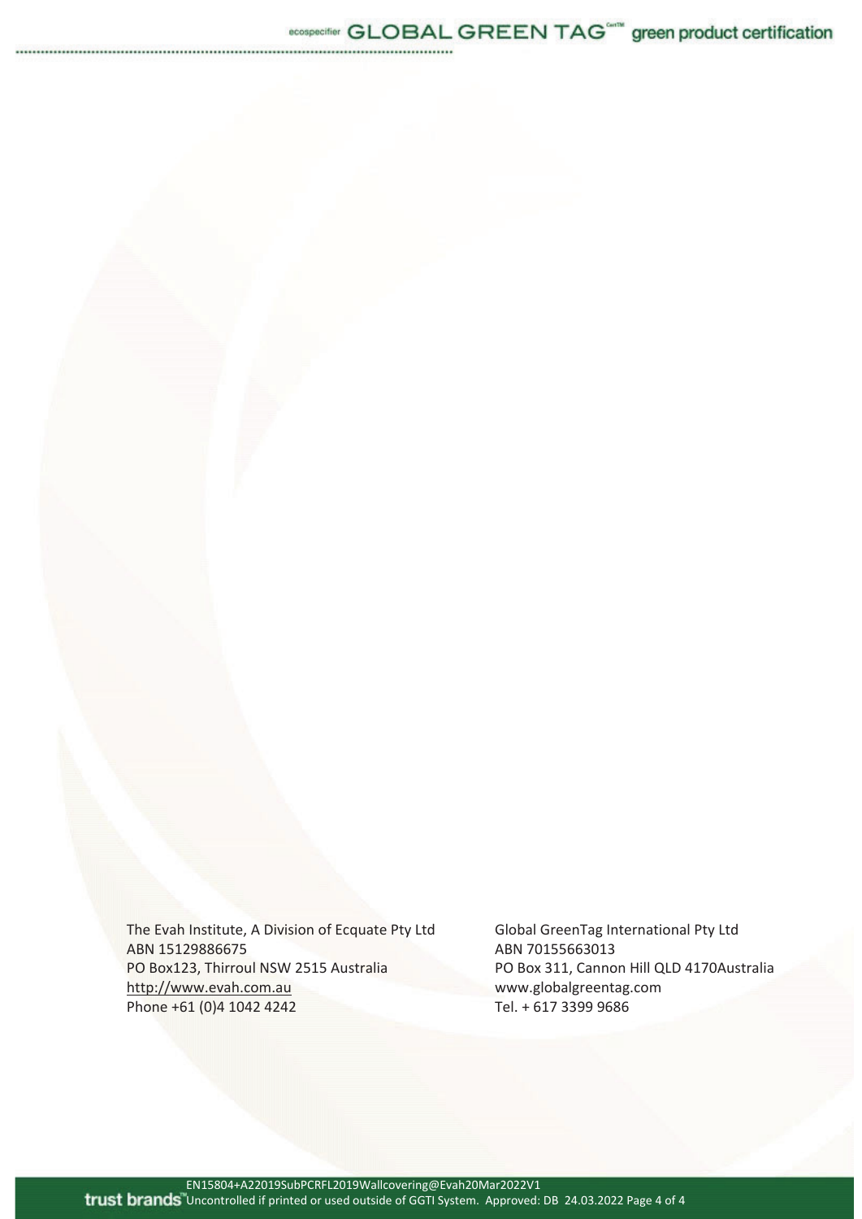The Evah Institute, A Division of Ecquate Pty Ltd
ABN 15129886675
PO Box123, Thirroul NSW 2515 Australia
http://www.evah.com.au
Phone +61 (0)4 1042 4242

Global GreenTag International Pty Ltd
ABN 70155663013
PO Box 311, Cannon Hill QLD 4170Australia
www.globalgreentag.com
Tel. + 617 3399 9686